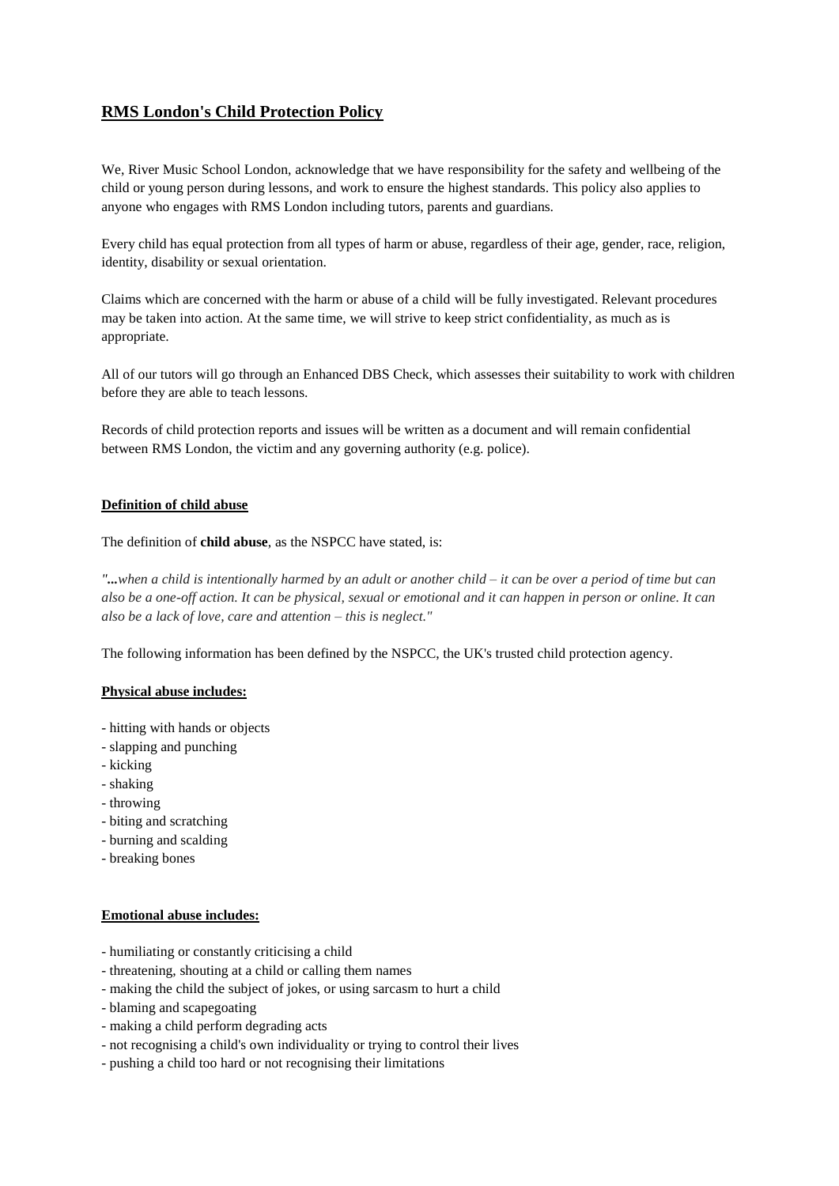# RMS London's Child Protection Policy

We, River Music School London, acknowledge that we have responsibility for the safety and wellbeing of the child or young person during lessons, and work to ensure the highest standards. This policy also applies to anyone who engages with RMS London including tutors, parents and guardians.

Every child has equal protection from all types of harm or abuse, regardless of their age, gender, race, religion, identity, disability or sexual orientation.

Claims which are concerned with the harm or abuse of a child will be fully investigated. Relevant procedures may be taken into action. At the same time, we will strive to keep strict confidentiality, as much as is appropriate.

All of our tutors will go through an Enhanced DBS Check, which assesses their suitability to work with children before they are able to teach lessons.

Records of child protection reports and issues will be written as a document and will remain confidential between RMS London, the victim and any governing authority (e.g. police).

## Definition of child abuse

The definition of **child abuse**, as the NSPCC have stated, is:

*"...when a child is intentionally harmed by an adult or another child – it can be over a period of time but can also be a one-off action. It can be physical, sexual or emotional and it can happen in person or online. It can also be a lack of love, care and attention – this is neglect."*

The following information has been defined by the NSPCC, the UK's trusted child protection agency.

## Physical abuse includes:

- hitting with hands or objects
- slapping and punching
- kicking
- shaking
- throwing
- biting and scratching
- burning and scalding
- breaking bones

## Emotional abuse includes:

- humiliating or constantly criticising a child
- threatening, shouting at a child or calling them names
- making the child the subject of jokes, or using sarcasm to hurt a child
- blaming and scapegoating
- making a child perform degrading acts
- not recognising a child's own individuality or trying to control their lives
- pushing a child too hard or not recognising their limitations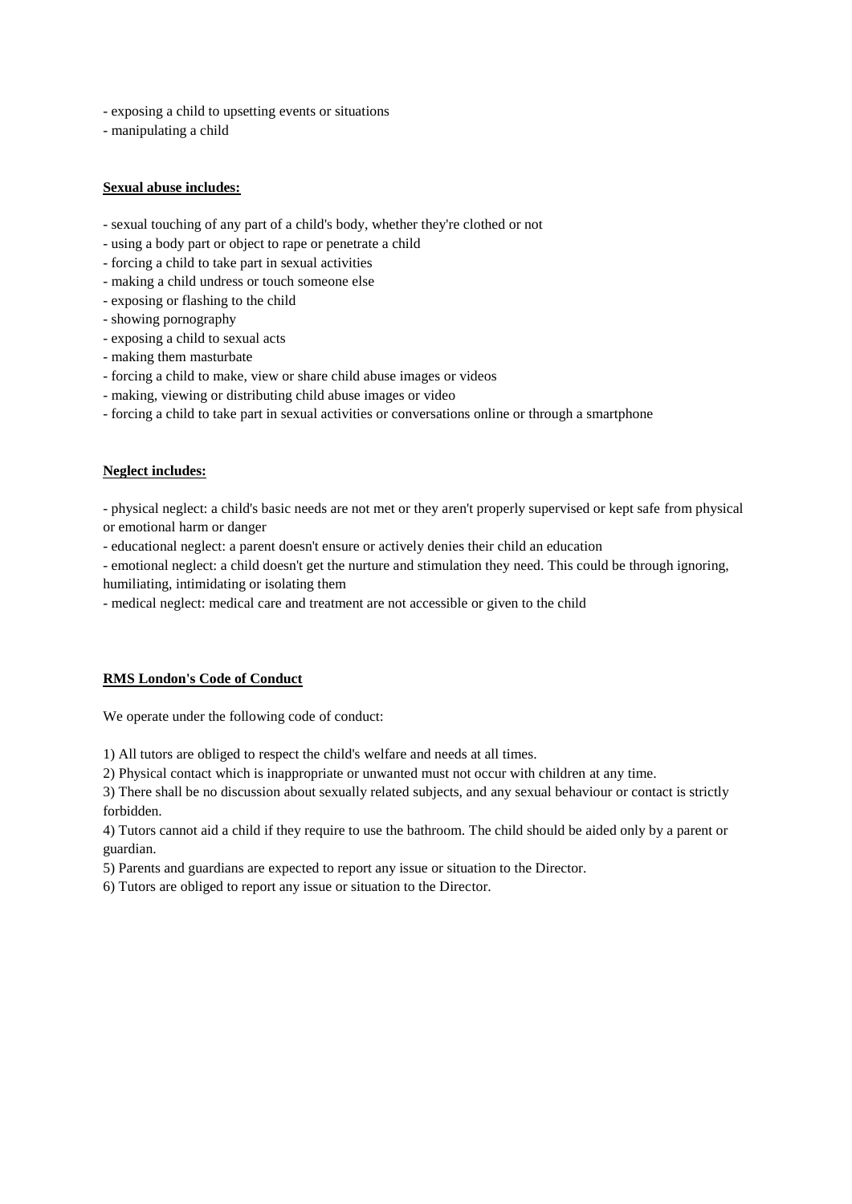- exposing a child to upsetting events or situations
- manipulating a child

**Sexual abuse includes:**

- sexual touching of any part of a child's body, whether they're clothed or not
- using a body part or object to rape or penetrate a child
- forcing a child to take part in sexual activities
- making a child undress or touch someone else
- exposing or flashing to the child
- showing pornography
- exposing a child to sexual acts
- making them masturbate
- forcing a child to make, view or share child abuse images or videos
- making, viewing or distributing child abuse images or video
- forcing a child to take part in sexual activities or conversations online or through a smartphone

**Neglect includes:**

- physical neglect: a child's basic needs are not met or they aren't properly supervised or kept safe from physical or emotional harm or danger
- educational neglect: a parent doesn't ensure or actively denies their child an education
- emotional neglect: a child doesn't get the nurture and stimulation they need. This could be through ignoring, humiliating, intimidating or isolating them
- medical neglect: medical care and treatment are not accessible or given to the child

**RMS London's Code of Conduct**

We operate under the following code of conduct:

1) All tutors are obliged to respect the child's welfare and needs at all times.
2) Physical contact which is inappropriate or unwanted must not occur with children at any time.
3) There shall be no discussion about sexually related subjects, and any sexual behaviour or contact is strictly forbidden.
4) Tutors cannot aid a child if they require to use the bathroom. The child should be aided only by a parent or guardian.
5) Parents and guardians are expected to report any issue or situation to the Director.
6) Tutors are obliged to report any issue or situation to the Director.